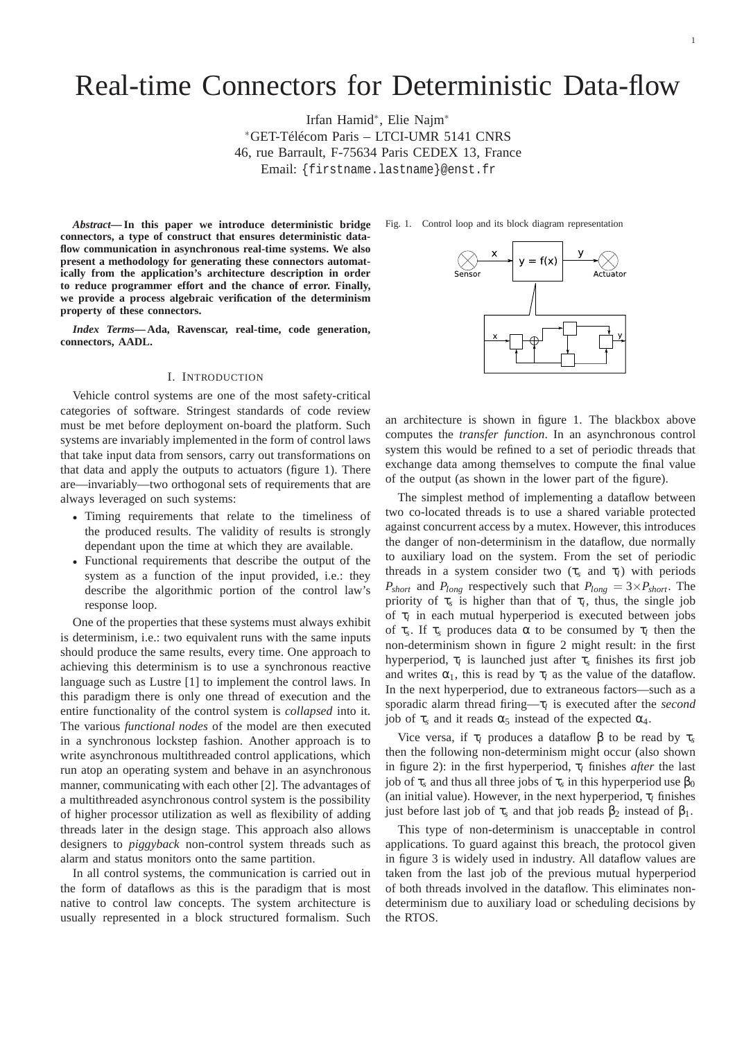# Real-time Connectors for Deterministic Data-flow

Irfan Hamid*, Elie Najm*

*GET-Télécom Paris – LTCI-UMR 5141 CNRS
46, rue Barrault, F-75634 Paris CEDEX 13, France
Email: {firstname.lastname}@enst.fr

***Abstract*— In this paper we introduce deterministic bridge connectors, a type of construct that ensures deterministic data-flow communication in asynchronous real-time systems. We also present a methodology for generating these connectors automatically from the application's architecture description in order to reduce programmer effort and the chance of error. Finally, we provide a process algebraic verification of the determinism property of these connectors.**

***Index Terms*— Ada, Ravenscar, real-time, code generation, connectors, AADL.**

## I. Introduction

Vehicle control systems are one of the most safety-critical categories of software. Stringest standards of code review must be met before deployment on-board the platform. Such systems are invariably implemented in the form of control laws that take input data from sensors, carry out transformations on that data and apply the outputs to actuators (figure 1). There are—invariably—two orthogonal sets of requirements that are always leveraged on such systems:

- Timing requirements that relate to the timeliness of the produced results. The validity of results is strongly dependant upon the time at which they are available.
- Functional requirements that describe the output of the system as a function of the input provided, i.e.: they describe the algorithmic portion of the control law's response loop.

One of the properties that these systems must always exhibit is determinism, i.e.: two equivalent runs with the same inputs should produce the same results, every time. One approach to achieving this determinism is to use a synchronous reactive language such as Lustre [1] to implement the control laws. In this paradigm there is only one thread of execution and the entire functionality of the control system is *collapsed* into it. The various *functional nodes* of the model are then executed in a synchronous lockstep fashion. Another approach is to write asynchronous multithreaded control applications, which run atop an operating system and behave in an asynchronous manner, communicating with each other [2]. The advantages of a multithreaded asynchronous control system is the possibility of higher processor utilization as well as flexibility of adding threads later in the design stage. This approach also allows designers to *piggyback* non-control system threads such as alarm and status monitors onto the same partition.

In all control systems, the communication is carried out in the form of dataflows as this is the paradigm that is most native to control law concepts. The system architecture is usually represented in a block structured formalism. Such an architecture is shown in figure 1. The blackbox above computes the *transfer function*. In an asynchronous control system this would be refined to a set of periodic threads that exchange data among themselves to compute the final value of the output (as shown in the lower part of the figure).

Fig. 1. Control loop and its block diagram representation

The simplest method of implementing a dataflow between two co-located threads is to use a shared variable protected against concurrent access by a mutex. However, this introduces the danger of non-determinism in the dataflow, due normally to auxiliary load on the system. From the set of periodic threads in a system consider two ($\tau_s$ and $\tau_l$) with periods $P_{short}$ and $P_{long}$ respectively such that $P_{long} = 3 \times P_{short}$. The priority of $\tau_s$ is higher than that of $\tau_l$, thus, the single job of $\tau_l$ in each mutual hyperperiod is executed between jobs of $\tau_s$. If $\tau_s$ produces data $\alpha$ to be consumed by $\tau_l$ then the non-determinism shown in figure 2 might result: in the first hyperperiod, $\tau_l$ is launched just after $\tau_s$ finishes its first job and writes $\alpha_1$, this is read by $\tau_l$ as the value of the dataflow. In the next hyperperiod, due to extraneous factors—such as a sporadic alarm thread firing—$\tau_l$ is executed after the *second* job of $\tau_s$ and it reads $\alpha_5$ instead of the expected $\alpha_4$.

Vice versa, if $\tau_l$ produces a dataflow $\beta$ to be read by $\tau_s$ then the following non-determinism might occur (also shown in figure 2): in the first hyperperiod, $\tau_l$ finishes *after* the last job of $\tau_s$ and thus all three jobs of $\tau_s$ in this hyperperiod use $\beta_0$ (an initial value). However, in the next hyperperiod, $\tau_l$ finishes just before last job of $\tau_s$ and that job reads $\beta_2$ instead of $\beta_1$.

This type of non-determinism is unacceptable in control applications. To guard against this breach, the protocol given in figure 3 is widely used in industry. All dataflow values are taken from the last job of the previous mutual hyperperiod of both threads involved in the dataflow. This eliminates non-determinism due to auxiliary load or scheduling decisions by the RTOS.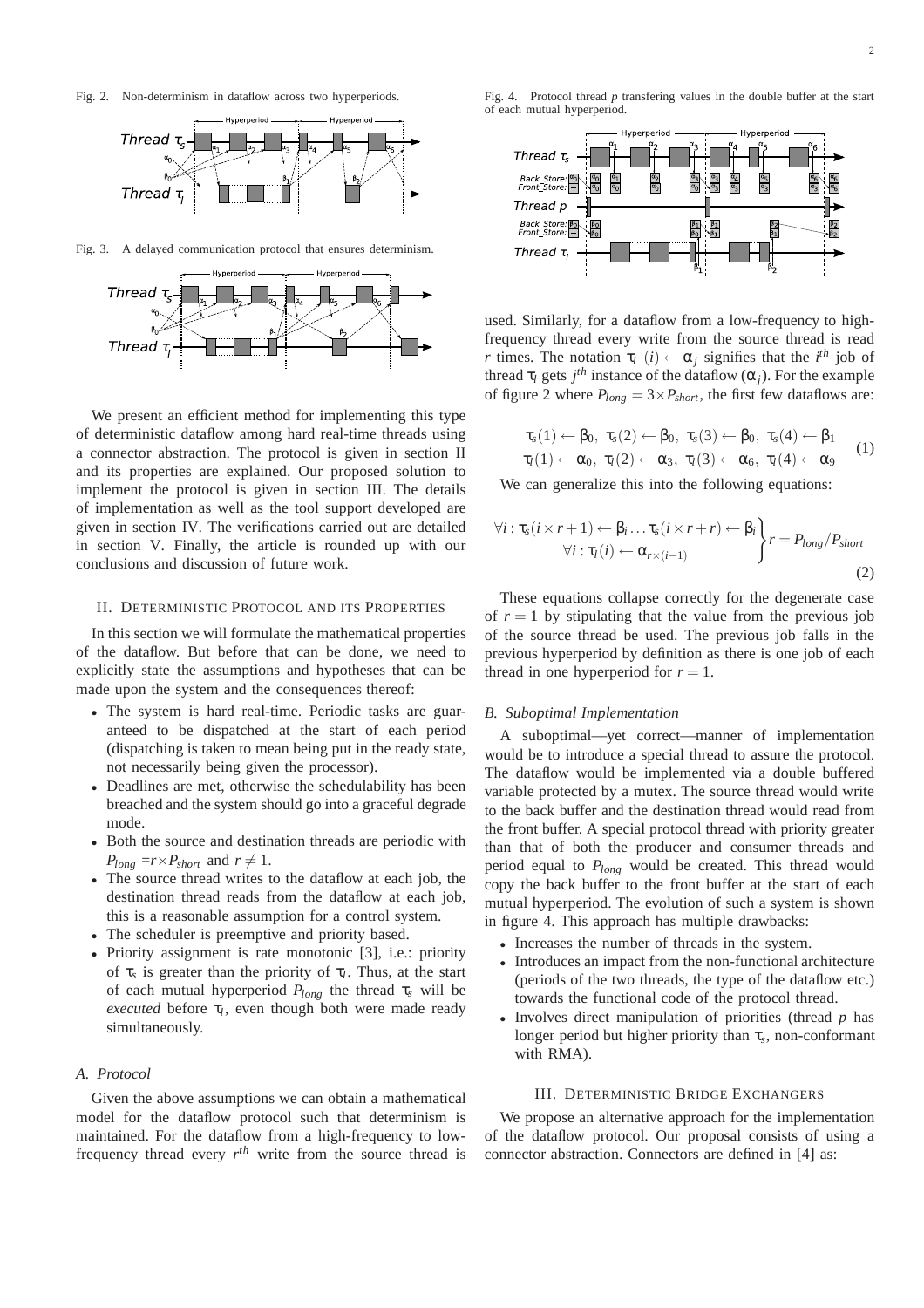Fig. 2. Non-determinism in dataflow across two hyperperiods.

Fig. 3. A delayed communication protocol that ensures determinism.

We present an efficient method for implementing this type of deterministic dataflow among hard real-time threads using a connector abstraction. The protocol is given in section II and its properties are explained. Our proposed solution to implement the protocol is given in section III. The details of implementation as well as the tool support developed are given in section IV. The verifications carried out are detailed in section V. Finally, the article is rounded up with our conclusions and discussion of future work.

## II. Deterministic Protocol and its Properties

In this section we will formulate the mathematical properties of the dataflow. But before that can be done, we need to explicitly state the assumptions and hypotheses that can be made upon the system and the consequences thereof:

- The system is hard real-time. Periodic tasks are guaranteed to be dispatched at the start of each period (dispatching is taken to mean being put in the ready state, not necessarily being given the processor).
- Deadlines are met, otherwise the schedulability has been breached and the system should go into a graceful degrade mode.
- Both the source and destination threads are periodic with $P_{long} = r \times P_{short}$ and $r \neq 1$.
- The source thread writes to the dataflow at each job, the destination thread reads from the dataflow at each job, this is a reasonable assumption for a control system.
- The scheduler is preemptive and priority based.
- Priority assignment is rate monotonic [3], i.e.: priority of $\tau_s$ is greater than the priority of $\tau_l$. Thus, at the start of each mutual hyperperiod $P_{long}$ the thread $\tau_s$ will be *executed* before $\tau_l$, even though both were made ready simultaneously.

### A. Protocol

Given the above assumptions we can obtain a mathematical model for the dataflow protocol such that determinism is maintained. For the dataflow from a high-frequency to low-frequency thread every $r^{th}$ write from the source thread is used. Similarly, for a dataflow from a low-frequency to high-frequency thread every write from the source thread is read $r$ times. The notation $\tau_l\ (i) \leftarrow \alpha_j$ signifies that the $i^{th}$ job of thread $\tau_l$ gets $j^{th}$ instance of the dataflow ($\alpha_j$). For the example of figure 2 where $P_{long} = 3 \times P_{short}$, the first few dataflows are:

$$\begin{array}{c} \tau_s(1) \leftarrow \beta_0,\ \tau_s(2) \leftarrow \beta_0,\ \tau_s(3) \leftarrow \beta_0,\ \tau_s(4) \leftarrow \beta_1 \\ \tau_l(1) \leftarrow \alpha_0,\ \tau_l(2) \leftarrow \alpha_3,\ \tau_l(3) \leftarrow \alpha_6,\ \tau_l(4) \leftarrow \alpha_9 \end{array} \tag{1}$$

We can generalize this into the following equations:

$$\left.\begin{array}{c} \forall i : \tau_s(i \times r + 1) \leftarrow \beta_i \ldots \tau_s(i \times r + r) \leftarrow \beta_i \\ \forall i : \tau_l(i) \leftarrow \alpha_{r \times (i-1)} \end{array}\right\} r = P_{long}/P_{short} \tag{2}$$

These equations collapse correctly for the degenerate case of $r = 1$ by stipulating that the value from the previous job of the source thread be used. The previous job falls in the previous hyperperiod by definition as there is one job of each thread in one hyperperiod for $r = 1$.

### B. Suboptimal Implementation

A suboptimal—yet correct—manner of implementation would be to introduce a special thread to assure the protocol. The dataflow would be implemented via a double buffered variable protected by a mutex. The source thread would write to the back buffer and the destination thread would read from the front buffer. A special protocol thread with priority greater than that of both the producer and consumer threads and period equal to $P_{long}$ would be created. This thread would copy the back buffer to the front buffer at the start of each mutual hyperperiod. The evolution of such a system is shown in figure 4. This approach has multiple drawbacks:

- Increases the number of threads in the system.
- Introduces an impact from the non-functional architecture (periods of the two threads, the type of the dataflow etc.) towards the functional code of the protocol thread.
- Involves direct manipulation of priorities (thread $p$ has longer period but higher priority than $\tau_s$, non-conformant with RMA).

Fig. 4. Protocol thread $p$ transfering values in the double buffer at the start of each mutual hyperperiod.

## III. Deterministic Bridge Exchangers

We propose an alternative approach for the implementation of the dataflow protocol. Our proposal consists of using a connector abstraction. Connectors are defined in [4] as: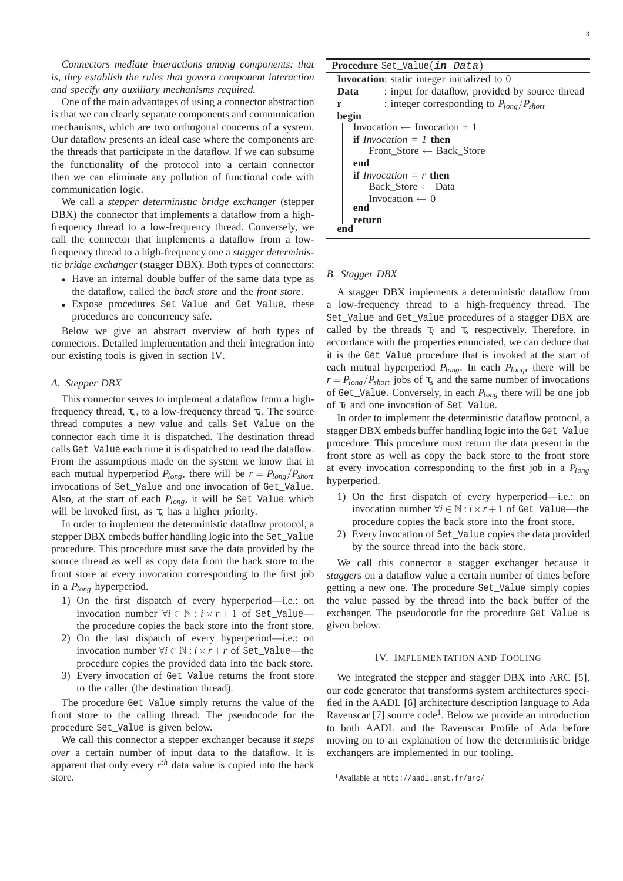*Connectors mediate interactions among components: that is, they establish the rules that govern component interaction and specify any auxiliary mechanisms required.*

One of the main advantages of using a connector abstraction is that we can clearly separate components and communication mechanisms, which are two orthogonal concerns of a system. Our dataflow presents an ideal case where the components are the threads that participate in the dataflow. If we can subsume the functionality of the protocol into a certain connector then we can eliminate any pollution of functional code with communication logic.

We call a *stepper deterministic bridge exchanger* (stepper DBX) the connector that implements a dataflow from a high-frequency thread to a low-frequency thread. Conversely, we call the connector that implements a dataflow from a low-frequency thread to a high-frequency one a *stagger deterministic bridge exchanger* (stagger DBX). Both types of connectors:

- Have an internal double buffer of the same data type as the dataflow, called the *back store* and the *front store*.
- Expose procedures Set_Value and Get_Value, these procedures are concurrency safe.

Below we give an abstract overview of both types of connectors. Detailed implementation and their integration into our existing tools is given in section IV.

### *A. Stepper DBX*

This connector serves to implement a dataflow from a high-frequency thread, $\tau_s$, to a low-frequency thread $\tau_l$. The source thread computes a new value and calls Set_Value on the connector each time it is dispatched. The destination thread calls Get_Value each time it is dispatched to read the dataflow. From the assumptions made on the system we know that in each mutual hyperperiod $P_{long}$, there will be $r = P_{long}/P_{short}$ invocations of Set_Value and one invocation of Get_Value. Also, at the start of each $P_{long}$, it will be Set_Value which will be invoked first, as $\tau_s$ has a higher priority.

In order to implement the deterministic dataflow protocol, a stepper DBX embeds buffer handling logic into the Set_Value procedure. This procedure must save the data provided by the source thread as well as copy data from the back store to the front store at every invocation corresponding to the first job in a $P_{long}$ hyperperiod.

1) On the first dispatch of every hyperperiod—i.e.: on invocation number $\forall i \in \mathbb{N} : i \times r + 1$ of Set_Value—the procedure copies the back store into the front store.
2) On the last dispatch of every hyperperiod—i.e.: on invocation number $\forall i \in \mathbb{N} : i \times r + r$ of Set_Value—the procedure copies the provided data into the back store.
3) Every invocation of Get_Value returns the front store to the caller (the destination thread).

The procedure Get_Value simply returns the value of the front store to the calling thread. The pseudocode for the procedure Set_Value is given below.

We call this connector a stepper exchanger because it *steps over* a certain number of input data to the dataflow. It is apparent that only every $r^{th}$ data value is copied into the back store.

**Procedure** Set_Value(***in*** *Data*)

**Invocation**: static integer initialized to 0
**Data** : input for dataflow, provided by source thread
**r** : integer corresponding to $P_{long}/P_{short}$

```
begin
    Invocation ← Invocation + 1
    if Invocation = 1 then
        Front_Store ← Back_Store
    end
    if Invocation = r then
        Back_Store ← Data
        Invocation ← 0
    end
    return
end
```

### *B. Stagger DBX*

A stagger DBX implements a deterministic dataflow from a low-frequency thread to a high-frequency thread. The Set_Value and Get_Value procedures of a stagger DBX are called by the threads $\tau_l$ and $\tau_s$ respectively. Therefore, in accordance with the properties enunciated, we can deduce that it is the Get_Value procedure that is invoked at the start of each mutual hyperperiod $P_{long}$. In each $P_{long}$, there will be $r = P_{long}/P_{short}$ jobs of $\tau_s$ and the same number of invocations of Get_Value. Conversely, in each $P_{long}$ there will be one job of $\tau_l$ and one invocation of Set_Value.

In order to implement the deterministic dataflow protocol, a stagger DBX embeds buffer handling logic into the Get_Value procedure. This procedure must return the data present in the front store as well as copy the back store to the front store at every invocation corresponding to the first job in a $P_{long}$ hyperperiod.

1) On the first dispatch of every hyperperiod—i.e.: on invocation number $\forall i \in \mathbb{N} : i \times r + 1$ of Get_Value—the procedure copies the back store into the front store.
2) Every invocation of Set_Value copies the data provided by the source thread into the back store.

We call this connector a stagger exchanger because it *staggers* on a dataflow value a certain number of times before getting a new one. The procedure Set_Value simply copies the value passed by the thread into the back buffer of the exchanger. The pseudocode for the procedure Get_Value is given below.

## IV. Implementation and Tooling

We integrated the stepper and stagger DBX into ARC [5], our code generator that transforms system architectures specified in the AADL [6] architecture description language to Ada Ravenscar [7] source code[1]. Below we provide an introduction to both AADL and the Ravenscar Profile of Ada before moving on to an explanation of how the deterministic bridge exchangers are implemented in our tooling.

[1]Available at http://aadl.enst.fr/arc/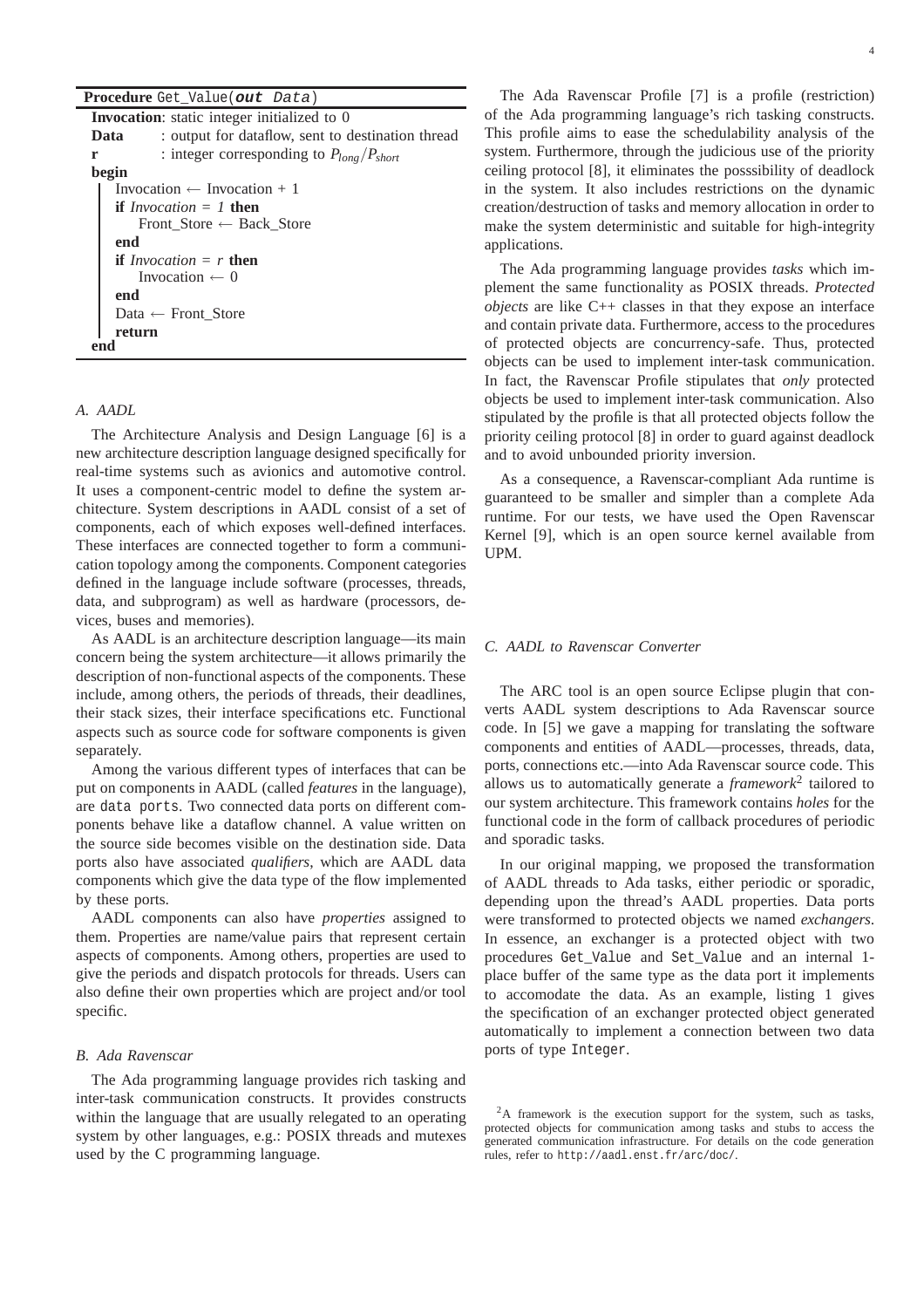**Procedure** `Get_Value(out Data)`

**Invocation**: static integer initialized to 0
**Data** : output for dataflow, sent to destination thread
**r** : integer corresponding to $P_{long}/P_{short}$

```
begin
    Invocation ← Invocation + 1
    if Invocation = 1 then
        Front_Store ← Back_Store
    end
    if Invocation = r then
        Invocation ← 0
    end
    Data ← Front_Store
    return
end
```

### *A. AADL*

The Architecture Analysis and Design Language [6] is a new architecture description language designed specifically for real-time systems such as avionics and automotive control. It uses a component-centric model to define the system architecture. System descriptions in AADL consist of a set of components, each of which exposes well-defined interfaces. These interfaces are connected together to form a communication topology among the components. Component categories defined in the language include software (processes, threads, data, and subprogram) as well as hardware (processors, devices, buses and memories).

As AADL is an architecture description language—its main concern being the system architecture—it allows primarily the description of non-functional aspects of the components. These include, among others, the periods of threads, their deadlines, their stack sizes, their interface specifications etc. Functional aspects such as source code for software components is given separately.

Among the various different types of interfaces that can be put on components in AADL (called *features* in the language), are `data ports`. Two connected data ports on different components behave like a dataflow channel. A value written on the source side becomes visible on the destination side. Data ports also have associated *qualifiers*, which are AADL data components which give the data type of the flow implemented by these ports.

AADL components can also have *properties* assigned to them. Properties are name/value pairs that represent certain aspects of components. Among others, properties are used to give the periods and dispatch protocols for threads. Users can also define their own properties which are project and/or tool specific.

### *B. Ada Ravenscar*

The Ada programming language provides rich tasking and inter-task communication constructs. It provides constructs within the language that are usually relegated to an operating system by other languages, e.g.: POSIX threads and mutexes used by the C programming language.

The Ada Ravenscar Profile [7] is a profile (restriction) of the Ada programming language's rich tasking constructs. This profile aims to ease the schedulability analysis of the system. Furthermore, through the judicious use of the priority ceiling protocol [8], it eliminates the posssibility of deadlock in the system. It also includes restrictions on the dynamic creation/destruction of tasks and memory allocation in order to make the system deterministic and suitable for high-integrity applications.

The Ada programming language provides *tasks* which implement the same functionality as POSIX threads. *Protected objects* are like C++ classes in that they expose an interface and contain private data. Furthermore, access to the procedures of protected objects are concurrency-safe. Thus, protected objects can be used to implement inter-task communication. In fact, the Ravenscar Profile stipulates that *only* protected objects be used to implement inter-task communication. Also stipulated by the profile is that all protected objects follow the priority ceiling protocol [8] in order to guard against deadlock and to avoid unbounded priority inversion.

As a consequence, a Ravenscar-compliant Ada runtime is guaranteed to be smaller and simpler than a complete Ada runtime. For our tests, we have used the Open Ravenscar Kernel [9], which is an open source kernel available from UPM.

### *C. AADL to Ravenscar Converter*

The ARC tool is an open source Eclipse plugin that converts AADL system descriptions to Ada Ravenscar source code. In [5] we gave a mapping for translating the software components and entities of AADL—processes, threads, data, ports, connections etc.—into Ada Ravenscar source code. This allows us to automatically generate a *framework*[2] tailored to our system architecture. This framework contains *holes* for the functional code in the form of callback procedures of periodic and sporadic tasks.

In our original mapping, we proposed the transformation of AADL threads to Ada tasks, either periodic or sporadic, depending upon the thread's AADL properties. Data ports were transformed to protected objects we named *exchangers*. In essence, an exchanger is a protected object with two procedures `Get_Value` and `Set_Value` and an internal 1-place buffer of the same type as the data port it implements to accomodate the data. As an example, listing 1 gives the specification of an exchanger protected object generated automatically to implement a connection between two data ports of type `Integer`.

[2] A framework is the execution support for the system, such as tasks, protected objects for communication among tasks and stubs to access the generated communication infrastructure. For details on the code generation rules, refer to `http://aadl.enst.fr/arc/doc/`.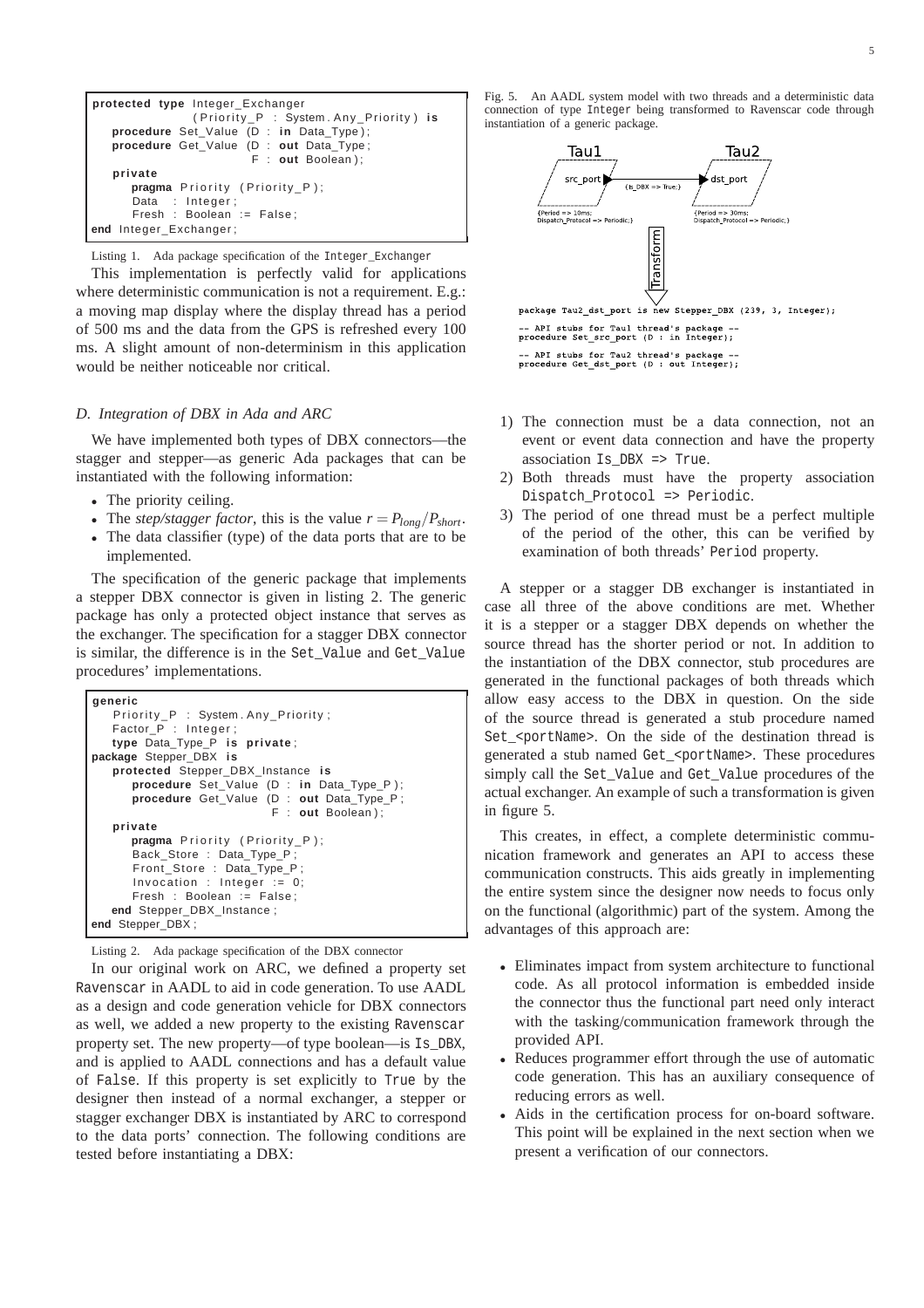```
protected type Integer_Exchanger
              (Priority_P : System.Any_Priority) is
   procedure Set_Value (D : in Data_Type);
   procedure Get_Value (D : out Data_Type;
                        F : out Boolean);
   private
      pragma Priority (Priority_P);
      Data  : Integer;
      Fresh : Boolean := False;
end Integer_Exchanger;
```

Listing 1. Ada package specification of the Integer_Exchanger

This implementation is perfectly valid for applications where deterministic communication is not a requirement. E.g.: a moving map display where the display thread has a period of 500 ms and the data from the GPS is refreshed every 100 ms. A slight amount of non-determinism in this application would be neither noticeable nor critical.

### D. Integration of DBX in Ada and ARC

We have implemented both types of DBX connectors—the stagger and stepper—as generic Ada packages that can be instantiated with the following information:

- The priority ceiling.
- The *step/stagger factor*, this is the value $r = P_{long}/P_{short}$.
- The data classifier (type) of the data ports that are to be implemented.

The specification of the generic package that implements a stepper DBX connector is given in listing 2. The generic package has only a protected object instance that serves as the exchanger. The specification for a stagger DBX connector is similar, the difference is in the Set_Value and Get_Value procedures' implementations.

```
generic
   Priority_P : System.Any_Priority;
   Factor_P : Integer;
   type Data_Type_P is private;
package Stepper_DBX is
   protected Stepper_DBX_Instance is
      procedure Set_Value (D : in Data_Type_P);
      procedure Get_Value (D : out Data_Type_P;
                           F : out Boolean);
   private
      pragma Priority (Priority_P);
      Back_Store : Data_Type_P;
      Front_Store : Data_Type_P;
      Invocation : Integer := 0;
      Fresh : Boolean := False;
   end Stepper_DBX_Instance;
end Stepper_DBX;
```

Listing 2. Ada package specification of the DBX connector

In our original work on ARC, we defined a property set Ravenscar in AADL to aid in code generation. To use AADL as a design and code generation vehicle for DBX connectors as well, we added a new property to the existing Ravenscar property set. The new property—of type boolean—is Is_DBX, and is applied to AADL connections and has a default value of False. If this property is set explicitly to True by the designer then instead of a normal exchanger, a stepper or stagger exchanger DBX is instantiated by ARC to correspond to the data ports' connection. The following conditions are tested before instantiating a DBX:

Fig. 5. An AADL system model with two threads and a deterministic data connection of type Integer being transformed to Ravenscar code through instantiation of a generic package.

```
package Tau2_dst_port is new Stepper_DBX (239, 3, Integer);

-- API stubs for Tau1 thread's package --
procedure Set_src_port (D : in Integer);

-- API stubs for Tau2 thread's package --
procedure Get_dst_port (D : out Integer);
```

1) The connection must be a data connection, not an event or event data connection and have the property association Is_DBX => True.
2) Both threads must have the property association Dispatch_Protocol => Periodic.
3) The period of one thread must be a perfect multiple of the period of the other, this can be verified by examination of both threads' Period property.

A stepper or a stagger DB exchanger is instantiated in case all three of the above conditions are met. Whether it is a stepper or a stagger DBX depends on whether the source thread has the shorter period or not. In addition to the instantiation of the DBX connector, stub procedures are generated in the functional packages of both threads which allow easy access to the DBX in question. On the side of the source thread is generated a stub procedure named Set_<portName>. On the side of the destination thread is generated a stub named Get_<portName>. These procedures simply call the Set_Value and Get_Value procedures of the actual exchanger. An example of such a transformation is given in figure 5.

This creates, in effect, a complete deterministic communication framework and generates an API to access these communication constructs. This aids greatly in implementing the entire system since the designer now needs to focus only on the functional (algorithmic) part of the system. Among the advantages of this approach are:

- Eliminates impact from system architecture to functional code. As all protocol information is embedded inside the connector thus the functional part need only interact with the tasking/communication framework through the provided API.
- Reduces programmer effort through the use of automatic code generation. This has an auxiliary consequence of reducing errors as well.
- Aids in the certification process for on-board software. This point will be explained in the next section when we present a verification of our connectors.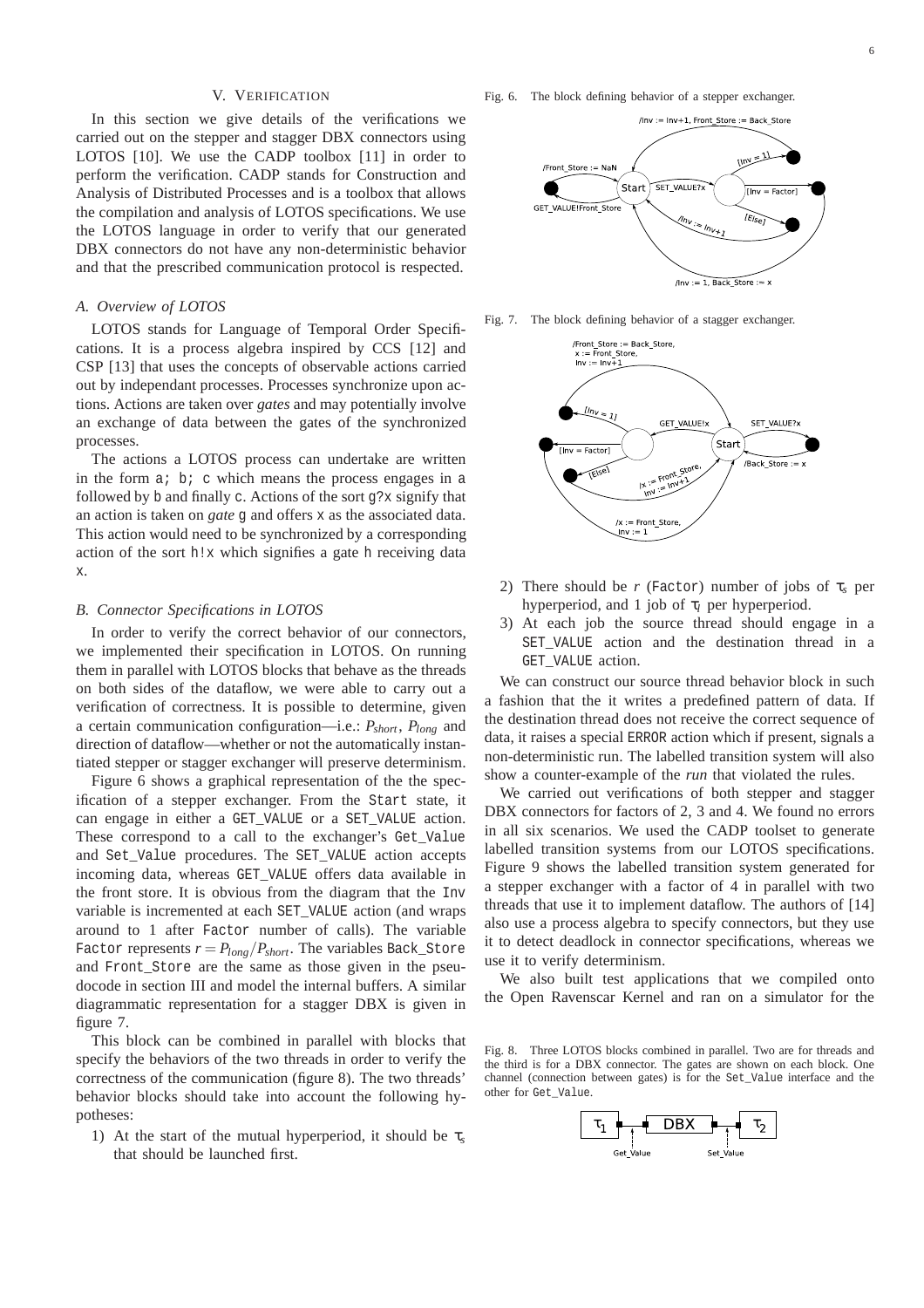## V. Verification

In this section we give details of the verifications we carried out on the stepper and stagger DBX connectors using LOTOS [10]. We use the CADP toolbox [11] in order to perform the verification. CADP stands for Construction and Analysis of Distributed Processes and is a toolbox that allows the compilation and analysis of LOTOS specifications. We use the LOTOS language in order to verify that our generated DBX connectors do not have any non-deterministic behavior and that the prescribed communication protocol is respected.

### A. Overview of LOTOS

LOTOS stands for Language of Temporal Order Specifications. It is a process algebra inspired by CCS [12] and CSP [13] that uses the concepts of observable actions carried out by independant processes. Processes synchronize upon actions. Actions are taken over *gates* and may potentially involve an exchange of data between the gates of the synchronized processes.

The actions a LOTOS process can undertake are written in the form `a; b; c` which means the process engages in `a` followed by `b` and finally `c`. Actions of the sort `g?x` signify that an action is taken on *gate* `g` and offers `x` as the associated data. This action would need to be synchronized by a corresponding action of the sort `h!x` which signifies a gate `h` receiving data `x`.

### B. Connector Specifications in LOTOS

In order to verify the correct behavior of our connectors, we implemented their specification in LOTOS. On running them in parallel with LOTOS blocks that behave as the threads on both sides of the dataflow, we were able to carry out a verification of correctness. It is possible to determine, given a certain communication configuration—i.e.: $P_{short}$, $P_{long}$ and direction of dataflow—whether or not the automatically instantiated stepper or stagger exchanger will preserve determinism.

Figure 6 shows a graphical representation of the the specification of a stepper exchanger. From the `Start` state, it can engage in either a `GET_VALUE` or a `SET_VALUE` action. These correspond to a call to the exchanger's `Get_Value` and `Set_Value` procedures. The `SET_VALUE` action accepts incoming data, whereas `GET_VALUE` offers data available in the front store. It is obvious from the diagram that the `Inv` variable is incremented at each `SET_VALUE` action (and wraps around to 1 after `Factor` number of calls). The variable `Factor` represents $r = P_{long}/P_{short}$. The variables `Back_Store` and `Front_Store` are the same as those given in the pseudocode in section III and model the internal buffers. A similar diagrammatic representation for a stagger DBX is given in figure 7.

This block can be combined in parallel with blocks that specify the behaviors of the two threads in order to verify the correctness of the communication (figure 8). The two threads' behavior blocks should take into account the following hypotheses:

1) At the start of the mutual hyperperiod, it should be $\tau_s$ that should be launched first.

Fig. 6. The block defining behavior of a stepper exchanger.

Fig. 7. The block defining behavior of a stagger exchanger.

2) There should be $r$ (`Factor`) number of jobs of $\tau_s$ per hyperperiod, and 1 job of $\tau_l$ per hyperperiod.
3) At each job the source thread should engage in a `SET_VALUE` action and the destination thread in a `GET_VALUE` action.

We can construct our source thread behavior block in such a fashion that the it writes a predefined pattern of data. If the destination thread does not receive the correct sequence of data, it raises a special `ERROR` action which if present, signals a non-deterministic run. The labelled transition system will also show a counter-example of the *run* that violated the rules.

We carried out verifications of both stepper and stagger DBX connectors for factors of 2, 3 and 4. We found no errors in all six scenarios. We used the CADP toolset to generate labelled transition systems from our LOTOS specifications. Figure 9 shows the labelled transition system generated for a stepper exchanger with a factor of 4 in parallel with two threads that use it to implement dataflow. The authors of [14] also use a process algebra to specify connectors, but they use it to detect deadlock in connector specifications, whereas we use it to verify determinism.

We also built test applications that we compiled onto the Open Ravenscar Kernel and ran on a simulator for the

Fig. 8. Three LOTOS blocks combined in parallel. Two are for threads and the third is for a DBX connector. The gates are shown on each block. One channel (connection between gates) is for the `Set_Value` interface and the other for `Get_Value`.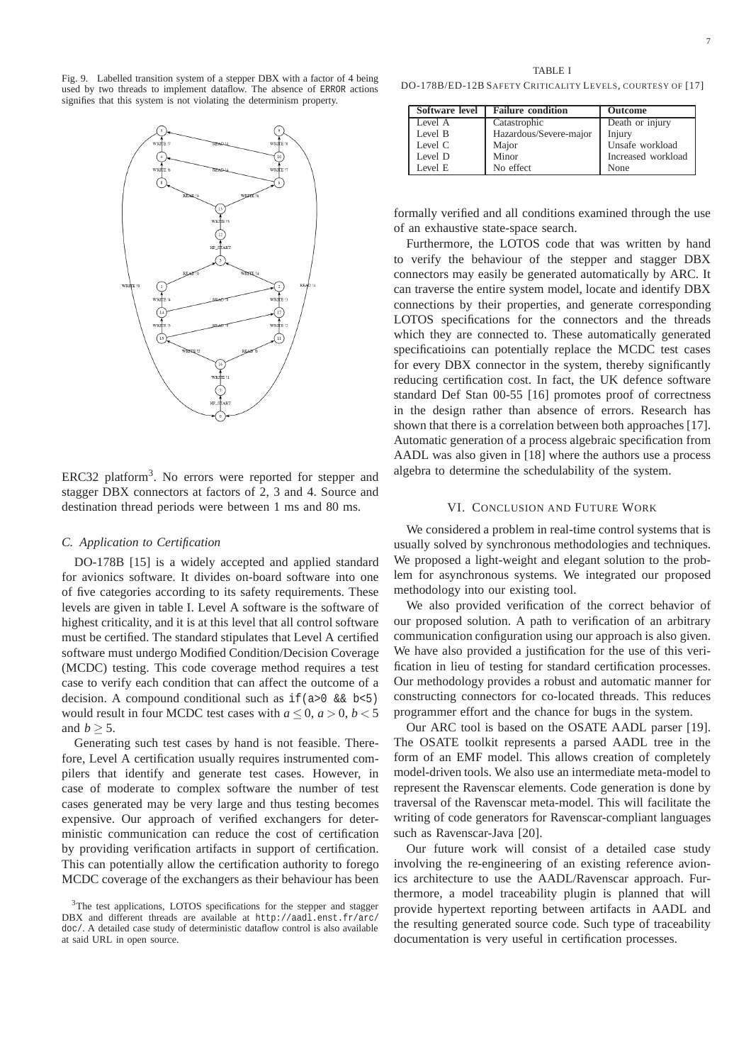Fig. 9. Labelled transition system of a stepper DBX with a factor of 4 being used by two threads to implement dataflow. The absence of ERROR actions signifies that this system is not violating the determinism property.

ERC32 platform[3]. No errors were reported for stepper and stagger DBX connectors at factors of 2, 3 and 4. Source and destination thread periods were between 1 ms and 80 ms.

### C. Application to Certification

DO-178B [15] is a widely accepted and applied standard for avionics software. It divides on-board software into one of five categories according to its safety requirements. These levels are given in table I. Level A software is the software of highest criticality, and it is at this level that all control software must be certified. The standard stipulates that Level A certified software must undergo Modified Condition/Decision Coverage (MCDC) testing. This code coverage method requires a test case to verify each condition that can affect the outcome of a decision. A compound conditional such as `if(a>0 && b<5)` would result in four MCDC test cases with $a \leq 0$, $a > 0$, $b < 5$ and $b \geq 5$.

Generating such test cases by hand is not feasible. Therefore, Level A certification usually requires instrumented compilers that identify and generate test cases. However, in case of moderate to complex software the number of test cases generated may be very large and thus testing becomes expensive. Our approach of verified exchangers for deterministic communication can reduce the cost of certification by providing verification artifacts in support of certification. This can potentially allow the certification authority to forego MCDC coverage of the exchangers as their behaviour has been formally verified and all conditions examined through the use of an exhaustive state-space search.

[3] The test applications, LOTOS specifications for the stepper and stagger DBX and different threads are available at http://aadl.enst.fr/arc/doc/. A detailed case study of deterministic dataflow control is also available at said URL in open source.

TABLE I
DO-178B/ED-12B SAFETY CRITICALITY LEVELS, COURTESY OF [17]

| Software level | Failure condition | Outcome |
| --- | --- | --- |
| Level A | Catastrophic | Death or injury |
| Level B | Hazardous/Severe-major | Injury |
| Level C | Major | Unsafe workload |
| Level D | Minor | Increased workload |
| Level E | No effect | None |

Furthermore, the LOTOS code that was written by hand to verify the behaviour of the stepper and stagger DBX connectors may easily be generated automatically by ARC. It can traverse the entire system model, locate and identify DBX connections by their properties, and generate corresponding LOTOS specifications for the connectors and the threads which they are connected to. These automatically generated specificatioins can potentially replace the MCDC test cases for every DBX connector in the system, thereby significantly reducing certification cost. In fact, the UK defence software standard Def Stan 00-55 [16] promotes proof of correctness in the design rather than absence of errors. Research has shown that there is a correlation between both approaches [17]. Automatic generation of a process algebraic specification from AADL was also given in [18] where the authors use a process algebra to determine the schedulability of the system.

## VI. Conclusion and Future Work

We considered a problem in real-time control systems that is usually solved by synchronous methodologies and techniques. We proposed a light-weight and elegant solution to the problem for asynchronous systems. We integrated our proposed methodology into our existing tool.

We also provided verification of the correct behavior of our proposed solution. A path to verification of an arbitrary communication configuration using our approach is also given. We have also provided a justification for the use of this verification in lieu of testing for standard certification processes. Our methodology provides a robust and automatic manner for constructing connectors for co-located threads. This reduces programmer effort and the chance for bugs in the system.

Our ARC tool is based on the OSATE AADL parser [19]. The OSATE toolkit represents a parsed AADL tree in the form of an EMF model. This allows creation of completely model-driven tools. We also use an intermediate meta-model to represent the Ravenscar elements. Code generation is done by traversal of the Ravenscar meta-model. This will facilitate the writing of code generators for Ravenscar-compliant languages such as Ravenscar-Java [20].

Our future work will consist of a detailed case study involving the re-engineering of an existing reference avionics architecture to use the AADL/Ravenscar approach. Furthermore, a model traceability plugin is planned that will provide hypertext reporting between artifacts in AADL and the resulting generated source code. Such type of traceability documentation is very useful in certification processes.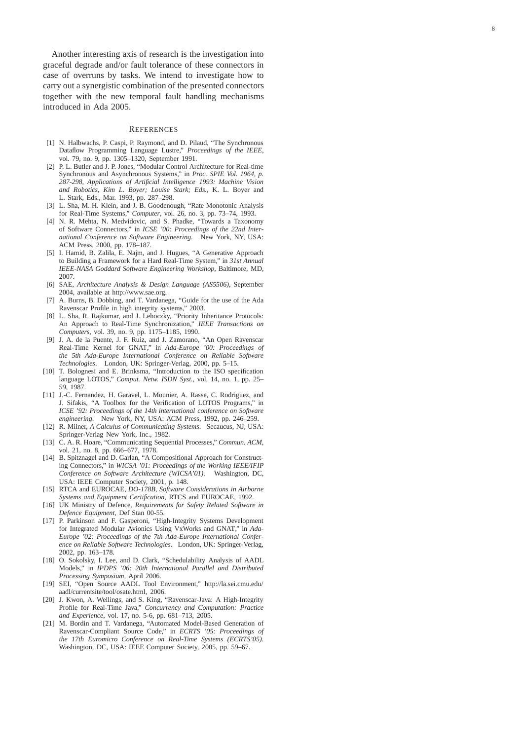Another interesting axis of research is the investigation into graceful degrade and/or fault tolerance of these connectors in case of overruns by tasks. We intend to investigate how to carry out a synergistic combination of the presented connectors together with the new temporal fault handling mechanisms introduced in Ada 2005.

## REFERENCES

[1] N. Halbwachs, P. Caspi, P. Raymond, and D. Pilaud, "The Synchronous Dataflow Programming Language Lustre," *Proceedings of the IEEE*, vol. 79, no. 9, pp. 1305–1320, September 1991.

[2] P. L. Butler and J. P. Jones, "Modular Control Architecture for Real-time Synchronous and Asynchronous Systems," in *Proc. SPIE Vol. 1964, p. 287-298, Applications of Artificial Intelligence 1993: Machine Vision and Robotics, Kim L. Boyer; Louise Stark; Eds.*, K. L. Boyer and L. Stark, Eds., Mar. 1993, pp. 287–298.

[3] L. Sha, M. H. Klein, and J. B. Goodenough, "Rate Monotonic Analysis for Real-Time Systems," *Computer*, vol. 26, no. 3, pp. 73–74, 1993.

[4] N. R. Mehta, N. Medvidovic, and S. Phadke, "Towards a Taxonomy of Software Connectors," in *ICSE '00: Proceedings of the 22nd International Conference on Software Engineering*. New York, NY, USA: ACM Press, 2000, pp. 178–187.

[5] I. Hamid, B. Zalila, E. Najm, and J. Hugues, "A Generative Approach to Building a Framework for a Hard Real-Time System," in *31st Annual IEEE-NASA Goddard Software Engineering Workshop*, Baltimore, MD, 2007.

[6] SAE, *Architecture Analysis & Design Language (AS5506)*, September 2004, available at http://www.sae.org.

[7] A. Burns, B. Dobbing, and T. Vardanega, "Guide for the use of the Ada Ravenscar Profile in high integrity systems," 2003.

[8] L. Sha, R. Rajkumar, and J. Lehoczky, "Priority Inheritance Protocols: An Approach to Real-Time Synchronization," *IEEE Transactions on Computers*, vol. 39, no. 9, pp. 1175–1185, 1990.

[9] J. A. de la Puente, J. F. Ruiz, and J. Zamorano, "An Open Ravenscar Real-Time Kernel for GNAT," in *Ada-Europe '00: Proceedings of the 5th Ada-Europe International Conference on Reliable Software Technologies*. London, UK: Springer-Verlag, 2000, pp. 5–15.

[10] T. Bolognesi and E. Brinksma, "Introduction to the ISO specification language LOTOS," *Comput. Netw. ISDN Syst.*, vol. 14, no. 1, pp. 25–59, 1987.

[11] J.-C. Fernandez, H. Garavel, L. Mounier, A. Rasse, C. Rodriguez, and J. Sifakis, "A Toolbox for the Verification of LOTOS Programs," in *ICSE '92: Proceedings of the 14th international conference on Software engineering*. New York, NY, USA: ACM Press, 1992, pp. 246–259.

[12] R. Milner, *A Calculus of Communicating Systems*. Secaucus, NJ, USA: Springer-Verlag New York, Inc., 1982.

[13] C. A. R. Hoare, "Communicating Sequential Processes," *Commun. ACM*, vol. 21, no. 8, pp. 666–677, 1978.

[14] B. Spitznagel and D. Garlan, "A Compositional Approach for Constructing Connectors," in *WICSA '01: Proceedings of the Working IEEE/IFIP Conference on Software Architecture (WICSA'01)*. Washington, DC, USA: IEEE Computer Society, 2001, p. 148.

[15] RTCA and EUROCAE, *DO-178B, Software Considerations in Airborne Systems and Equipment Certification*, RTCS and EUROCAE, 1992.

[16] UK Ministry of Defence, *Requirements for Safety Related Software in Defence Equipment*, Def Stan 00-55.

[17] P. Parkinson and F. Gasperoni, "High-Integrity Systems Development for Integrated Modular Avionics Using VxWorks and GNAT," in *Ada-Europe '02: Proceedings of the 7th Ada-Europe International Conference on Reliable Software Technologies*. London, UK: Springer-Verlag, 2002, pp. 163–178.

[18] O. Sokolsky, I. Lee, and D. Clark, "Schedulability Analysis of AADL Models," in *IPDPS '06: 20th International Parallel and Distributed Processing Symposium*, April 2006.

[19] SEI, "Open Source AADL Tool Environment," http://la.sei.cmu.edu/aadl/currentsite/tool/osate.html, 2006.

[20] J. Kwon, A. Wellings, and S. King, "Ravenscar-Java: A High-Integrity Profile for Real-Time Java," *Concurrency and Computation: Practice and Experience*, vol. 17, no. 5-6, pp. 681–713, 2005.

[21] M. Bordin and T. Vardanega, "Automated Model-Based Generation of Ravenscar-Compliant Source Code," in *ECRTS '05: Proceedings of the 17th Euromicro Conference on Real-Time Systems (ECRTS'05)*. Washington, DC, USA: IEEE Computer Society, 2005, pp. 59–67.